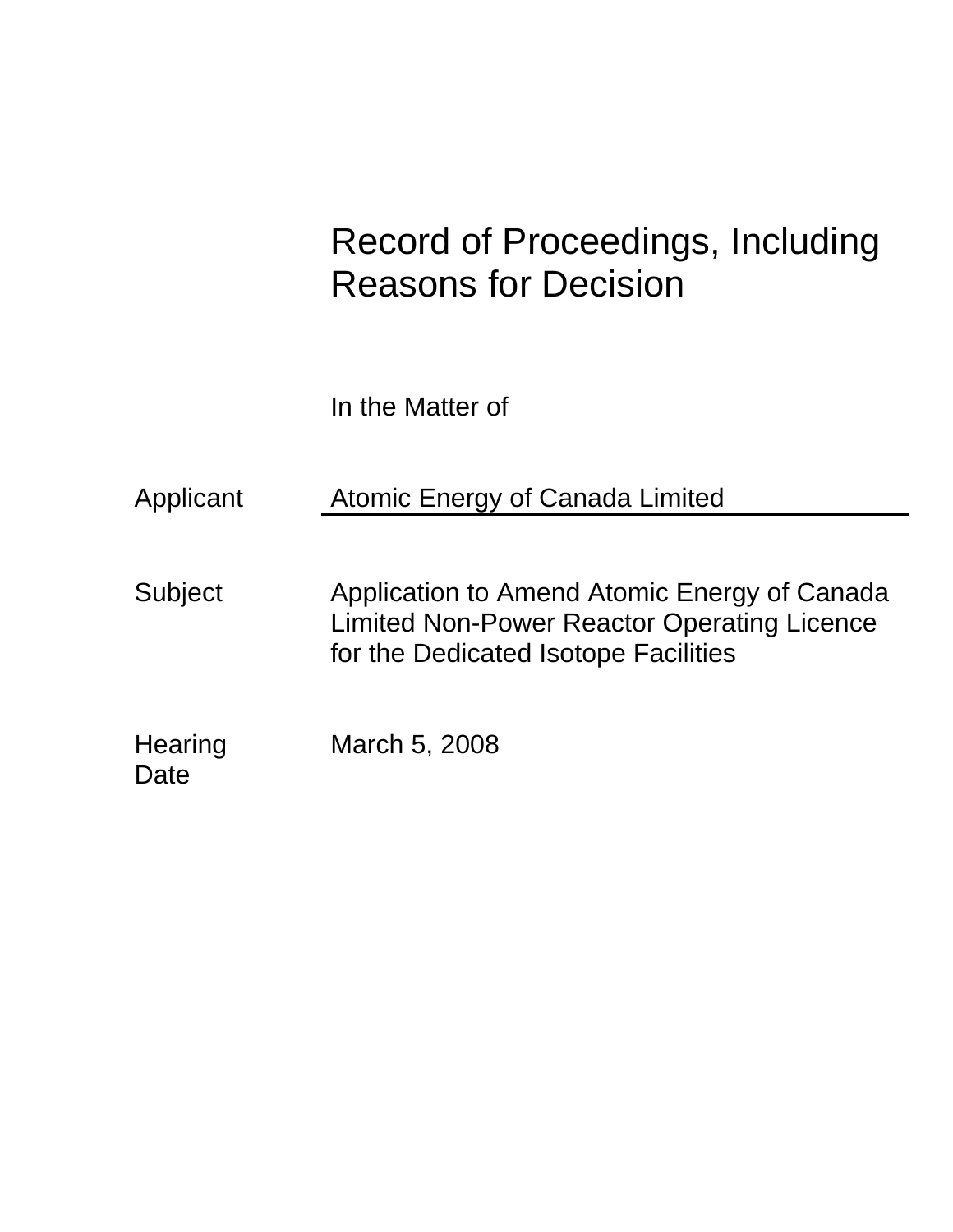# Record of Proceedings, Including Reasons for Decision

In the Matter of

| | |
|---|---|
| Applicant | Atomic Energy of Canada Limited |
| Subject | Application to Amend Atomic Energy of Canada Limited Non-Power Reactor Operating Licence for the Dedicated Isotope Facilities |
| Hearing Date | March 5, 2008 |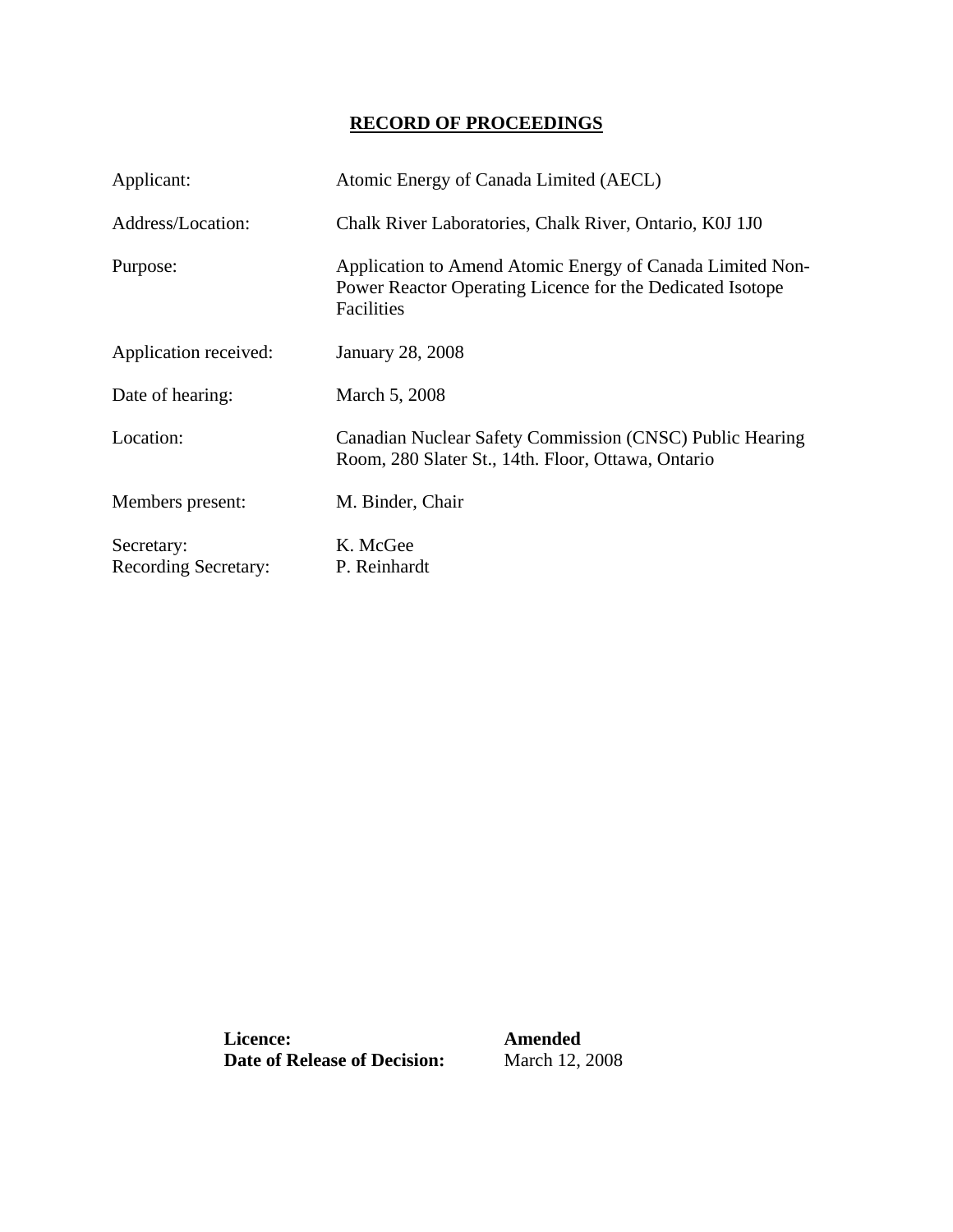# RECORD OF PROCEEDINGS

| | |
|---|---|
| Applicant: | Atomic Energy of Canada Limited (AECL) |
| Address/Location: | Chalk River Laboratories, Chalk River, Ontario, K0J 1J0 |
| Purpose: | Application to Amend Atomic Energy of Canada Limited Non-Power Reactor Operating Licence for the Dedicated Isotope Facilities |
| Application received: | January 28, 2008 |
| Date of hearing: | March 5, 2008 |
| Location: | Canadian Nuclear Safety Commission (CNSC) Public Hearing Room, 280 Slater St., 14th. Floor, Ottawa, Ontario |
| Members present: | M. Binder, Chair |
| Secretary: | K. McGee |
| Recording Secretary: | P. Reinhardt |

| | |
|---|---|
| **Licence:** | **Amended** |
| **Date of Release of Decision:** | March 12, 2008 |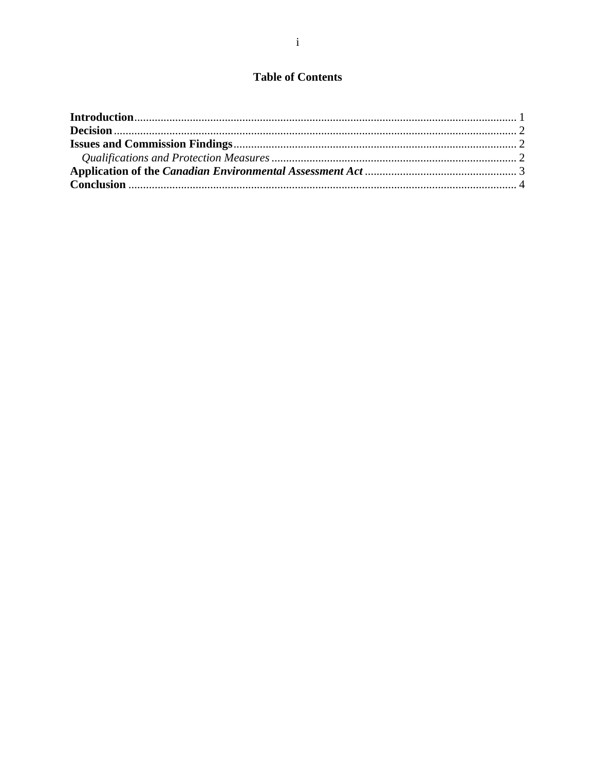# Table of Contents

**Introduction** .......... 1
**Decision** .......... 2
**Issues and Commission Findings** .......... 2
    *Qualifications and Protection Measures* .......... 2
**Application of the *Canadian Environmental Assessment Act*** .......... 3
**Conclusion** .......... 4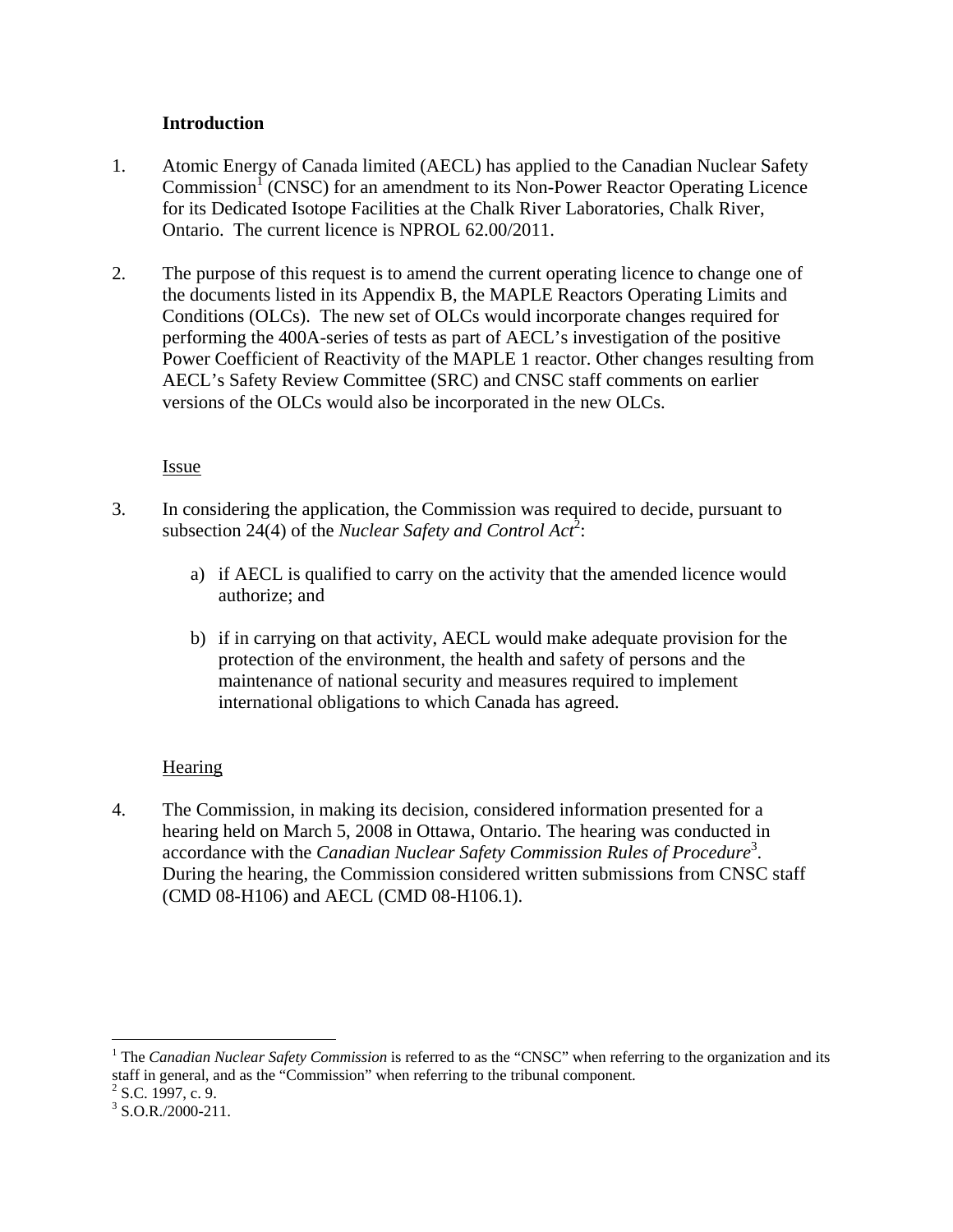## Introduction

1. Atomic Energy of Canada limited (AECL) has applied to the Canadian Nuclear Safety Commission[1] (CNSC) for an amendment to its Non-Power Reactor Operating Licence for its Dedicated Isotope Facilities at the Chalk River Laboratories, Chalk River, Ontario. The current licence is NPROL 62.00/2011.

2. The purpose of this request is to amend the current operating licence to change one of the documents listed in its Appendix B, the MAPLE Reactors Operating Limits and Conditions (OLCs). The new set of OLCs would incorporate changes required for performing the 400A-series of tests as part of AECL's investigation of the positive Power Coefficient of Reactivity of the MAPLE 1 reactor. Other changes resulting from AECL's Safety Review Committee (SRC) and CNSC staff comments on earlier versions of the OLCs would also be incorporated in the new OLCs.

### Issue

3. In considering the application, the Commission was required to decide, pursuant to subsection 24(4) of the *Nuclear Safety and Control Act*[2]:

   a) if AECL is qualified to carry on the activity that the amended licence would authorize; and

   b) if in carrying on that activity, AECL would make adequate provision for the protection of the environment, the health and safety of persons and the maintenance of national security and measures required to implement international obligations to which Canada has agreed.

### Hearing

4. The Commission, in making its decision, considered information presented for a hearing held on March 5, 2008 in Ottawa, Ontario. The hearing was conducted in accordance with the *Canadian Nuclear Safety Commission Rules of Procedure*[3]. During the hearing, the Commission considered written submissions from CNSC staff (CMD 08-H106) and AECL (CMD 08-H106.1).

---

[1] The *Canadian Nuclear Safety Commission* is referred to as the "CNSC" when referring to the organization and its staff in general, and as the "Commission" when referring to the tribunal component.

[2] S.C. 1997, c. 9.

[3] S.O.R./2000-211.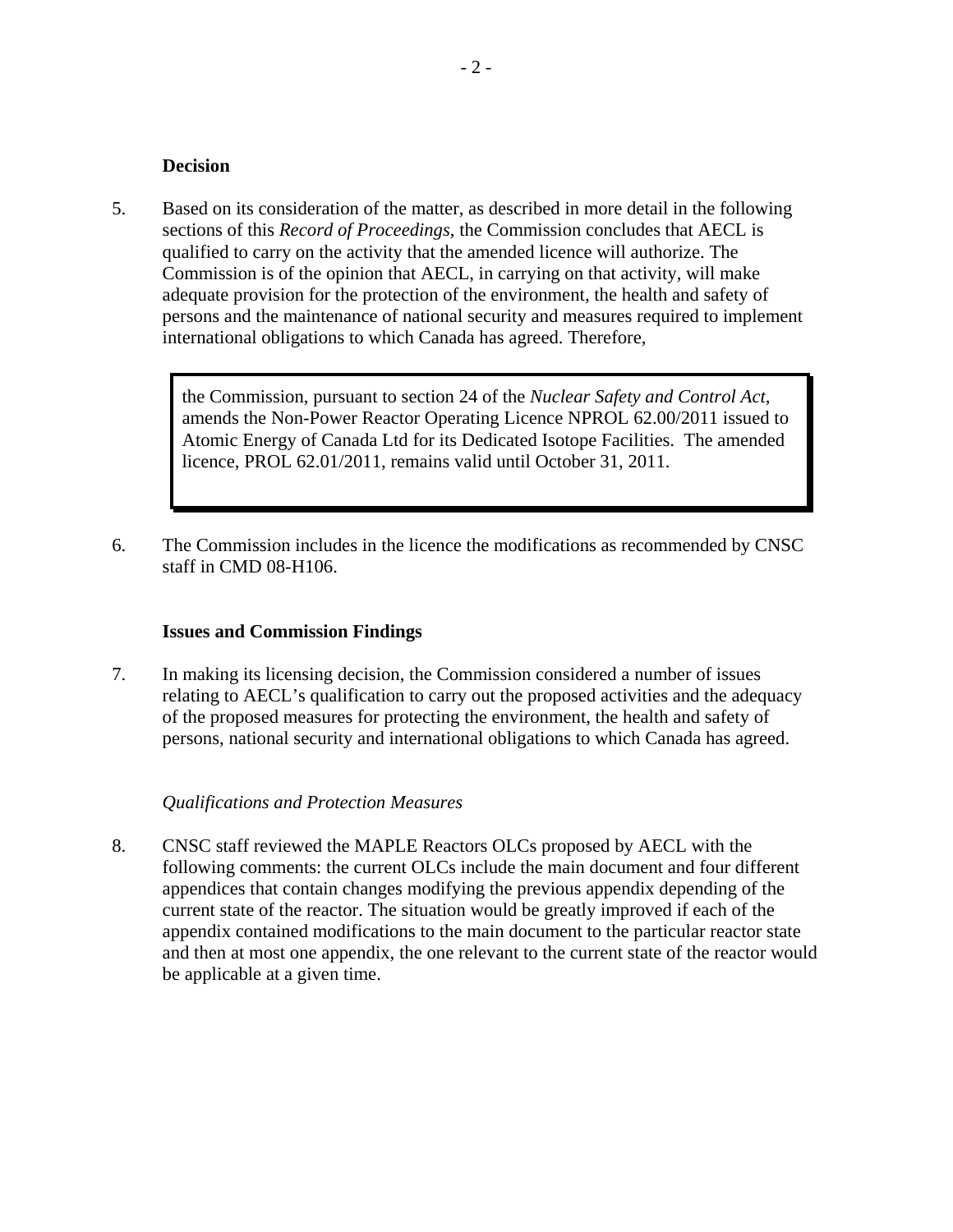**Decision**

5. Based on its consideration of the matter, as described in more detail in the following sections of this *Record of Proceedings*, the Commission concludes that AECL is qualified to carry on the activity that the amended licence will authorize. The Commission is of the opinion that AECL, in carrying on that activity, will make adequate provision for the protection of the environment, the health and safety of persons and the maintenance of national security and measures required to implement international obligations to which Canada has agreed. Therefore,

> the Commission, pursuant to section 24 of the *Nuclear Safety and Control Act*, amends the Non-Power Reactor Operating Licence NPROL 62.00/2011 issued to Atomic Energy of Canada Ltd for its Dedicated Isotope Facilities. The amended licence, PROL 62.01/2011, remains valid until October 31, 2011.

6. The Commission includes in the licence the modifications as recommended by CNSC staff in CMD 08-H106.

**Issues and Commission Findings**

7. In making its licensing decision, the Commission considered a number of issues relating to AECL's qualification to carry out the proposed activities and the adequacy of the proposed measures for protecting the environment, the health and safety of persons, national security and international obligations to which Canada has agreed.

*Qualifications and Protection Measures*

8. CNSC staff reviewed the MAPLE Reactors OLCs proposed by AECL with the following comments: the current OLCs include the main document and four different appendices that contain changes modifying the previous appendix depending of the current state of the reactor. The situation would be greatly improved if each of the appendix contained modifications to the main document to the particular reactor state and then at most one appendix, the one relevant to the current state of the reactor would be applicable at a given time.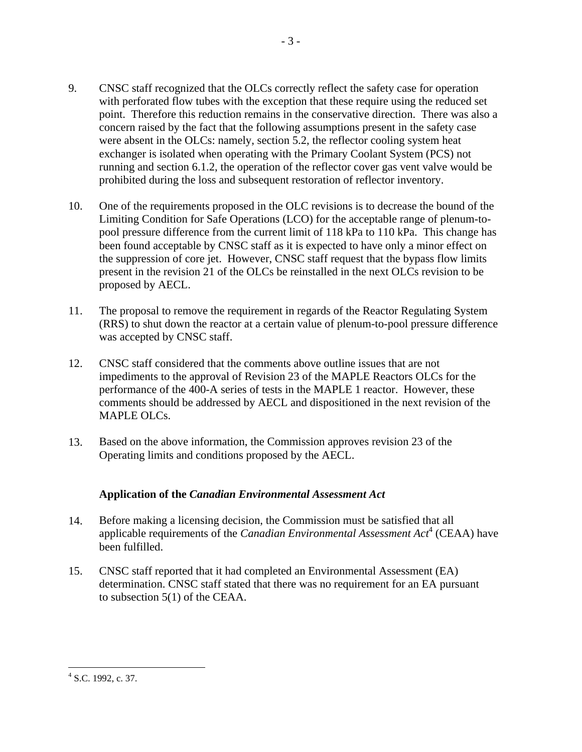9. CNSC staff recognized that the OLCs correctly reflect the safety case for operation with perforated flow tubes with the exception that these require using the reduced set point. Therefore this reduction remains in the conservative direction. There was also a concern raised by the fact that the following assumptions present in the safety case were absent in the OLCs: namely, section 5.2, the reflector cooling system heat exchanger is isolated when operating with the Primary Coolant System (PCS) not running and section 6.1.2, the operation of the reflector cover gas vent valve would be prohibited during the loss and subsequent restoration of reflector inventory.

10. One of the requirements proposed in the OLC revisions is to decrease the bound of the Limiting Condition for Safe Operations (LCO) for the acceptable range of plenum-to-pool pressure difference from the current limit of 118 kPa to 110 kPa. This change has been found acceptable by CNSC staff as it is expected to have only a minor effect on the suppression of core jet. However, CNSC staff request that the bypass flow limits present in the revision 21 of the OLCs be reinstalled in the next OLCs revision to be proposed by AECL.

11. The proposal to remove the requirement in regards of the Reactor Regulating System (RRS) to shut down the reactor at a certain value of plenum-to-pool pressure difference was accepted by CNSC staff.

12. CNSC staff considered that the comments above outline issues that are not impediments to the approval of Revision 23 of the MAPLE Reactors OLCs for the performance of the 400-A series of tests in the MAPLE 1 reactor. However, these comments should be addressed by AECL and dispositioned in the next revision of the MAPLE OLCs.

13. Based on the above information, the Commission approves revision 23 of the Operating limits and conditions proposed by the AECL.

### Application of the *Canadian Environmental Assessment Act*

14. Before making a licensing decision, the Commission must be satisfied that all applicable requirements of the *Canadian Environmental Assessment Act*[4] (CEAA) have been fulfilled.

15. CNSC staff reported that it had completed an Environmental Assessment (EA) determination. CNSC staff stated that there was no requirement for an EA pursuant to subsection 5(1) of the CEAA.

---

[4] S.C. 1992, c. 37.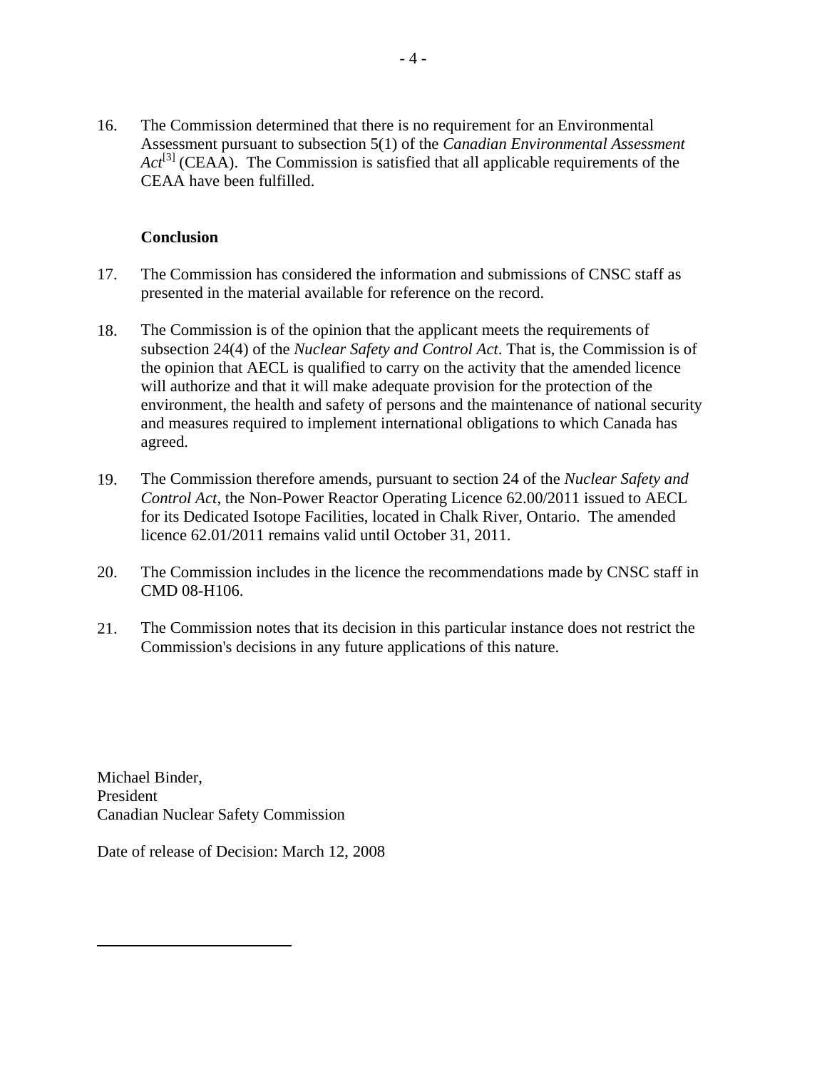16. The Commission determined that there is no requirement for an Environmental Assessment pursuant to subsection 5(1) of the *Canadian Environmental Assessment Act*[3] (CEAA). The Commission is satisfied that all applicable requirements of the CEAA have been fulfilled.

**Conclusion**

17. The Commission has considered the information and submissions of CNSC staff as presented in the material available for reference on the record.

18. The Commission is of the opinion that the applicant meets the requirements of subsection 24(4) of the *Nuclear Safety and Control Act*. That is, the Commission is of the opinion that AECL is qualified to carry on the activity that the amended licence will authorize and that it will make adequate provision for the protection of the environment, the health and safety of persons and the maintenance of national security and measures required to implement international obligations to which Canada has agreed.

19. The Commission therefore amends, pursuant to section 24 of the *Nuclear Safety and Control Act*, the Non-Power Reactor Operating Licence 62.00/2011 issued to AECL for its Dedicated Isotope Facilities, located in Chalk River, Ontario. The amended licence 62.01/2011 remains valid until October 31, 2011.

20. The Commission includes in the licence the recommendations made by CNSC staff in CMD 08-H106.

21. The Commission notes that its decision in this particular instance does not restrict the Commission's decisions in any future applications of this nature.

Michael Binder,
President
Canadian Nuclear Safety Commission

Date of release of Decision: March 12, 2008